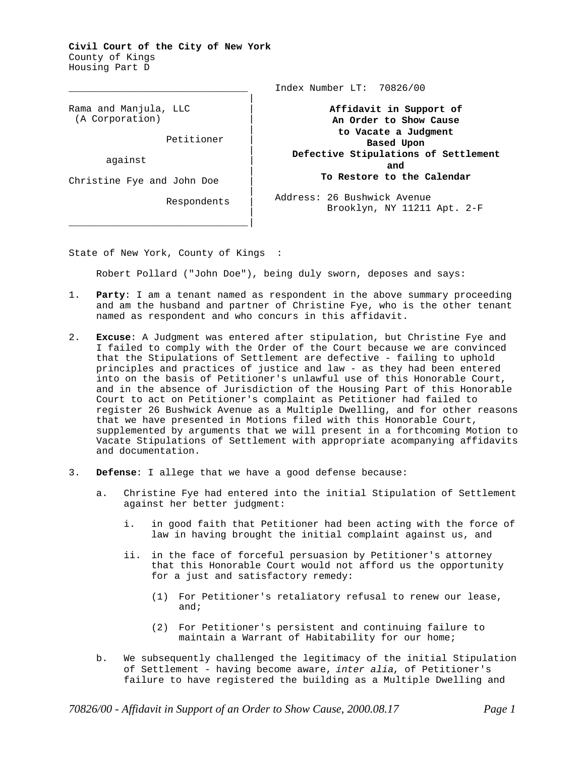**Civil Court of the City of New York**
County of Kings
Housing Part D

| | |
|---|---|
| Rama and Manjula, LLC (A Corporation)<br><br>Petitioner<br><br>against<br><br>Christine Fye and John Doe<br><br>Respondents | Index Number LT: 70826/00<br><br>**Affidavit in Support of An Order to Show Cause to Vacate a Judgment Based Upon Defective Stipulations of Settlement and To Restore to the Calendar**<br><br>Address: 26 Bushwick Avenue Brooklyn, NY 11211 Apt. 2-F |

State of New York, County of Kings :

Robert Pollard ("John Doe"), being duly sworn, deposes and says:

1. **Party**: I am a tenant named as respondent in the above summary proceeding and am the husband and partner of Christine Fye, who is the other tenant named as respondent and who concurs in this affidavit.

2. **Excuse**: A Judgment was entered after stipulation, but Christine Fye and I failed to comply with the Order of the Court because we are convinced that the Stipulations of Settlement are defective - failing to uphold principles and practices of justice and law - as they had been entered into on the basis of Petitioner's unlawful use of this Honorable Court, and in the absence of Jurisdiction of the Housing Part of this Honorable Court to act on Petitioner's complaint as Petitioner had failed to register 26 Bushwick Avenue as a Multiple Dwelling, and for other reasons that we have presented in Motions filed with this Honorable Court, supplemented by arguments that we will present in a forthcoming Motion to Vacate Stipulations of Settlement with appropriate acompanying affidavits and documentation.

3. **Defense**: I allege that we have a good defense because:

   a. Christine Fye had entered into the initial Stipulation of Settlement against her better judgment:

      i. in good faith that Petitioner had been acting with the force of law in having brought the initial complaint against us, and

      ii. in the face of forceful persuasion by Petitioner's attorney that this Honorable Court would not afford us the opportunity for a just and satisfactory remedy:

         (1) For Petitioner's retaliatory refusal to renew our lease, and;

         (2) For Petitioner's persistent and continuing failure to maintain a Warrant of Habitability for our home;

   b. We subsequently challenged the legitimacy of the initial Stipulation of Settlement - having become aware, *inter alia*, of Petitioner's failure to have registered the building as a Multiple Dwelling and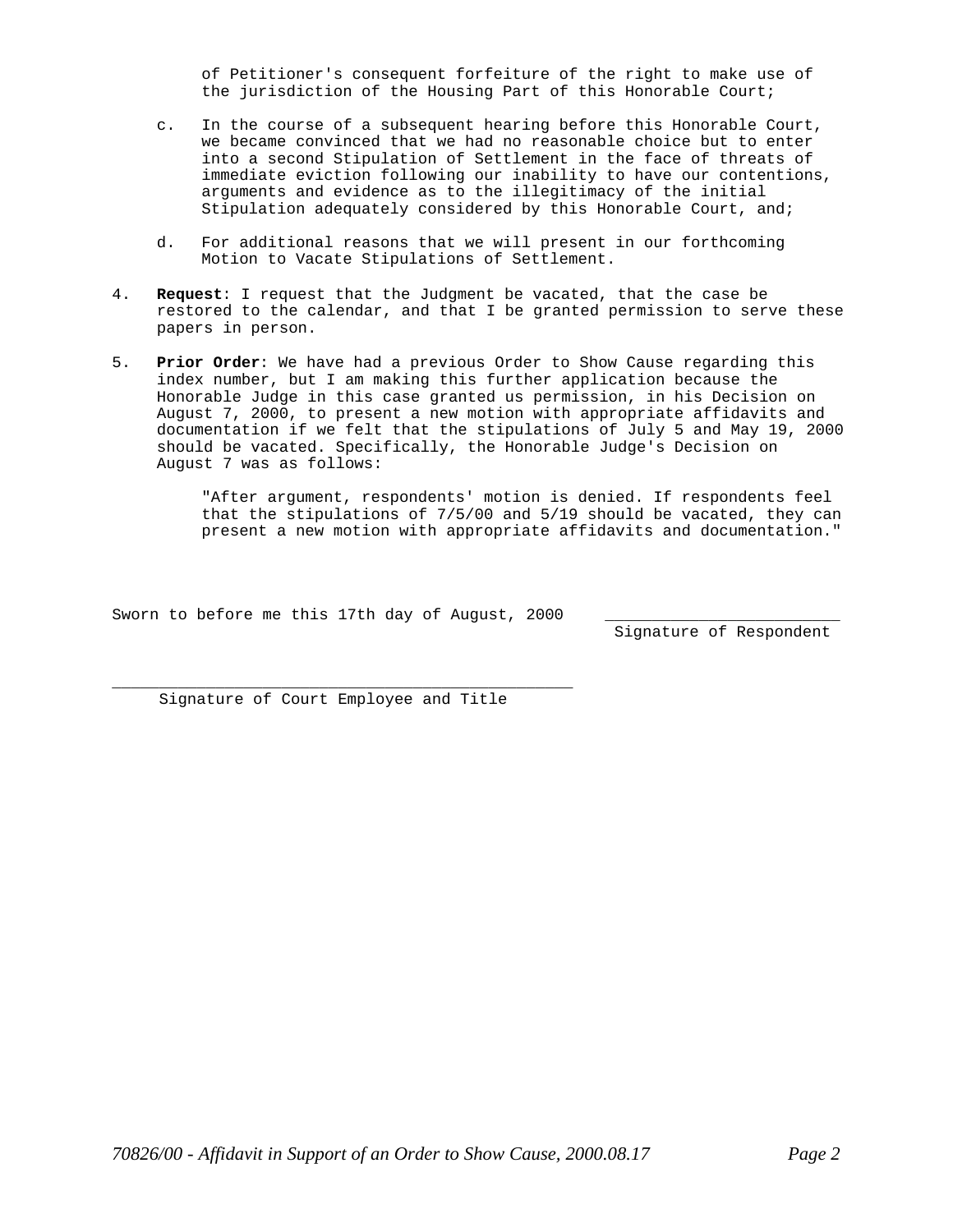of Petitioner's consequent forfeiture of the right to make use of the jurisdiction of the Housing Part of this Honorable Court;

c. In the course of a subsequent hearing before this Honorable Court, we became convinced that we had no reasonable choice but to enter into a second Stipulation of Settlement in the face of threats of immediate eviction following our inability to have our contentions, arguments and evidence as to the illegitimacy of the initial Stipulation adequately considered by this Honorable Court, and;

d. For additional reasons that we will present in our forthcoming Motion to Vacate Stipulations of Settlement.

4. **Request**: I request that the Judgment be vacated, that the case be restored to the calendar, and that I be granted permission to serve these papers in person.

5. **Prior Order**: We have had a previous Order to Show Cause regarding this index number, but I am making this further application because the Honorable Judge in this case granted us permission, in his Decision on August 7, 2000, to present a new motion with appropriate affidavits and documentation if we felt that the stipulations of July 5 and May 19, 2000 should be vacated. Specifically, the Honorable Judge's Decision on August 7 was as follows:

   "After argument, respondents' motion is denied. If respondents feel that the stipulations of 7/5/00 and 5/19 should be vacated, they can present a new motion with appropriate affidavits and documentation."

Sworn to before me this 17th day of August, 2000

_________________________
Signature of Respondent

_______________________________________________
Signature of Court Employee and Title